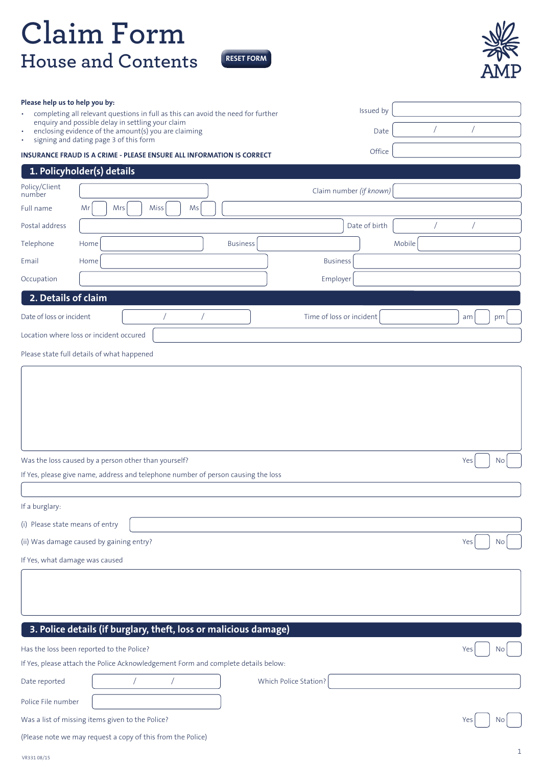# Claim Form

## House and Contents

RESET FORM

AMP

**Please help us to help you by:**

- completing all relevant questions in full as this can avoid the need for further enquiry and possible delay in settling your claim
- enclosing evidence of the amount(s) you are claiming
- signing and dating page 3 of this form

**INSURANCE FRAUD IS A CRIME - PLEASE ENSURE ALL INFORMATION IS CORRECT**

Issued by

Date / /

Office

## 1. Policyholder(s) details

Policy/Client number

Claim number *(if known)*

Full name Mr Mrs Miss Ms

Postal address

Date of birth / /

Telephone Home Business Mobile

Email Home Business

Occupation Employer

## 2. Details of claim

Date of loss or incident / /

Time of loss or incident am pm

Location where loss or incident occured

Please state full details of what happened

Was the loss caused by a person other than yourself? Yes No

If Yes, please give name, address and telephone number of person causing the loss

If a burglary:

(i) Please state means of entry

(ii) Was damage caused by gaining entry? Yes No

If Yes, what damage was caused

## 3. Police details (if burglary, theft, loss or malicious damage)

Has the loss been reported to the Police? Yes No

If Yes, please attach the Police Acknowledgement Form and complete details below:

Date reported / /

Which Police Station?

Police File number

Was a list of missing items given to the Police? Yes No

(Please note we may request a copy of this from the Police)

VR331 08/15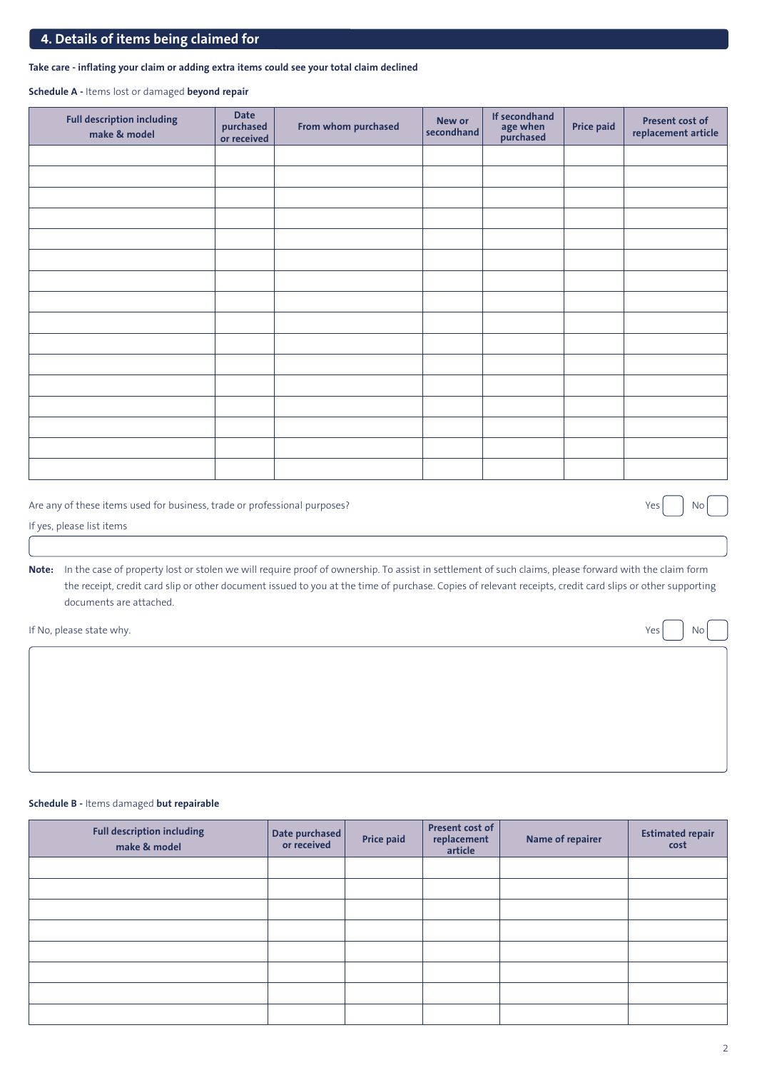## 4. Details of items being claimed for

**Take care - inflating your claim or adding extra items could see your total claim declined**

**Schedule A -** Items lost or damaged **beyond repair**

| Full description including make & model | Date purchased or received | From whom purchased | New or secondhand | If secondhand age when purchased | Price paid | Present cost of replacement article |
|---|---|---|---|---|---|---|
| | | | | | | |
| | | | | | | |
| | | | | | | |
| | | | | | | |
| | | | | | | |
| | | | | | | |
| | | | | | | |
| | | | | | | |
| | | | | | | |
| | | | | | | |
| | | | | | | |
| | | | | | | |
| | | | | | | |
| | | | | | | |
| | | | | | | |
| | | | | | | |

Are any of these items used for business, trade or professional purposes? Yes ☐ No ☐

If yes, please list items

**Note:** In the case of property lost or stolen we will require proof of ownership. To assist in settlement of such claims, please forward with the claim form the receipt, credit card slip or other document issued to you at the time of purchase. Copies of relevant receipts, credit card slips or other supporting documents are attached.

If No, please state why. Yes ☐ No ☐

**Schedule B -** Items damaged **but repairable**

| Full description including make & model | Date purchased or received | Price paid | Present cost of replacement article | Name of repairer | Estimated repair cost |
|---|---|---|---|---|---|
| | | | | | |
| | | | | | |
| | | | | | |
| | | | | | |
| | | | | | |
| | | | | | |
| | | | | | |
| | | | | | |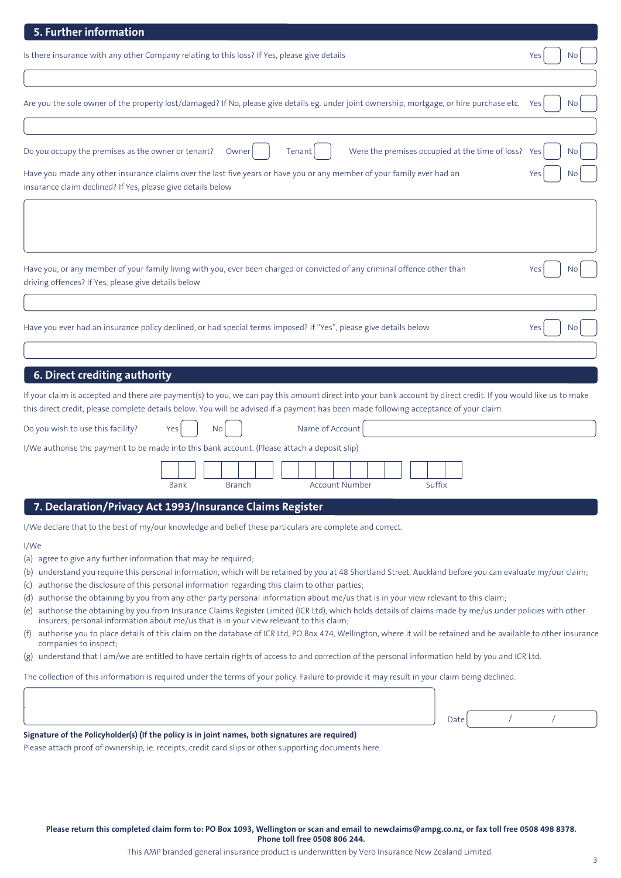## 5. Further information

Is there insurance with any other Company relating to this loss? If Yes, please give details Yes ☐ No ☐

Are you the sole owner of the property lost/damaged? If No, please give details eg. under joint ownership, mortgage, or hire purchase etc. Yes ☐ No ☐

Do you occupy the premises as the owner or tenant? Owner ☐ Tenant ☐ Were the premises occupied at the time of loss? Yes ☐ No ☐

Have you made any other insurance claims over the last five years or have you or any member of your family ever had an insurance claim declined? If Yes, please give details below Yes ☐ No ☐

Have you, or any member of your family living with you, ever been charged or convicted of any criminal offence other than driving offences? If Yes, please give details below Yes ☐ No ☐

Have you ever had an insurance policy declined, or had special terms imposed? If "Yes", please give details below Yes ☐ No ☐

## 6. Direct crediting authority

If your claim is accepted and there are payment(s) to you, we can pay this amount direct into your bank account by direct credit. If you would like us to make this direct credit, please complete details below. You will be advised if a payment has been made following acceptance of your claim.

Do you wish to use this facility? Yes ☐ No ☐ Name of Account

I/We authorise the payment to be made into this bank account. (Please attach a deposit slip)

Bank Branch Account Number Suffix

## 7. Declaration/Privacy Act 1993/Insurance Claims Register

I/We declare that to the best of my/our knowledge and belief these particulars are complete and correct.

I/We

(a) agree to give any further information that may be required;
(b) understand you require this personal information, which will be retained by you at 48 Shortland Street, Auckland before you can evaluate my/our claim;
(c) authorise the disclosure of this personal information regarding this claim to other parties;
(d) authorise the obtaining by you from any other party personal information about me/us that is in your view relevant to this claim;
(e) authorise the obtaining by you from Insurance Claims Register Limited (ICR Ltd), which holds details of claims made by me/us under policies with other insurers, personal information about me/us that is in your view relevant to this claim;
(f) authorise you to place details of this claim on the database of ICR Ltd, PO Box 474, Wellington, where it will be retained and be available to other insurance companies to inspect;
(g) understand that I am/we are entitled to have certain rights of access to and correction of the personal information held by you and ICR Ltd.

The collection of this information is required under the terms of your policy. Failure to provide it may result in your claim being declined.

Date / /

**Signature of the Policyholder(s) (If the policy is in joint names, both signatures are required)**

Please attach proof of ownership, ie. receipts, credit card slips or other supporting documents here.

**Please return this completed claim form to: PO Box 1093, Wellington or scan and email to newclaims@ampg.co.nz, or fax toll free 0508 498 8378. Phone toll free 0508 806 244.**

This AMP branded general insurance product is underwritten by Vero Insurance New Zealand Limited.